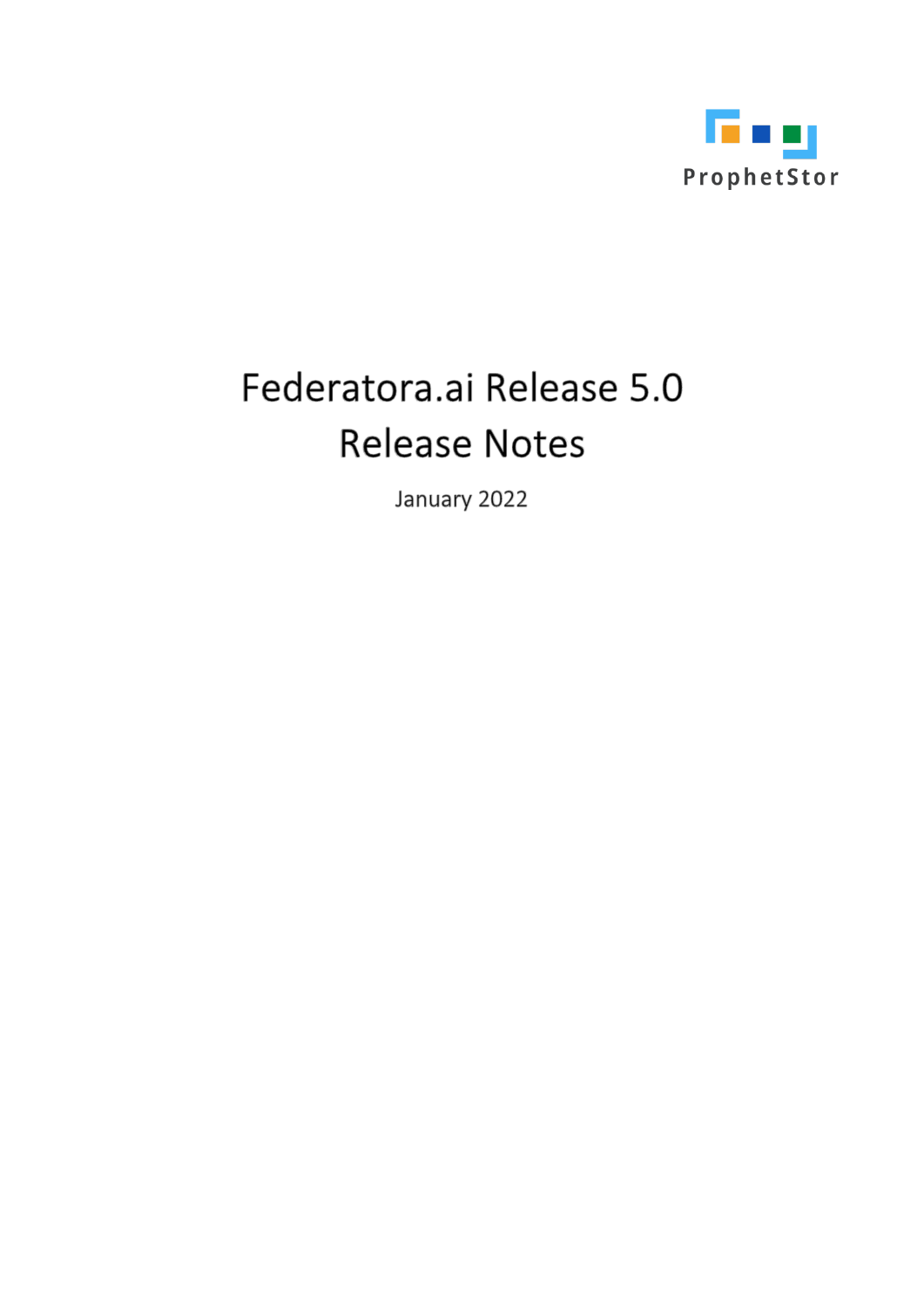ProphetStor

# Federatora.ai Release 5.0 Release Notes

January 2022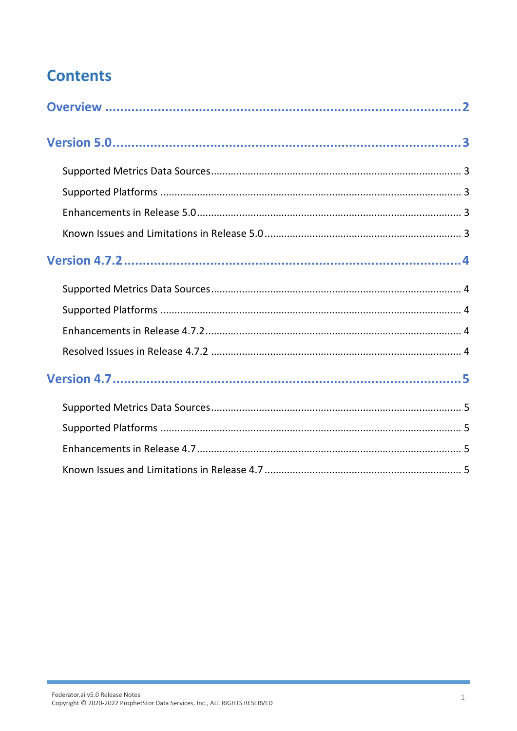# Contents

Overview ........................................................................................ 2

Version 5.0 ........................................................................................ 3

- Supported Metrics Data Sources ........................................................................................ 3
- Supported Platforms ........................................................................................ 3
- Enhancements in Release 5.0 ........................................................................................ 3
- Known Issues and Limitations in Release 5.0 ........................................................................................ 3

Version 4.7.2 ........................................................................................ 4

- Supported Metrics Data Sources ........................................................................................ 4
- Supported Platforms ........................................................................................ 4
- Enhancements in Release 4.7.2 ........................................................................................ 4
- Resolved Issues in Release 4.7.2 ........................................................................................ 4

Version 4.7 ........................................................................................ 5

- Supported Metrics Data Sources ........................................................................................ 5
- Supported Platforms ........................................................................................ 5
- Enhancements in Release 4.7 ........................................................................................ 5
- Known Issues and Limitations in Release 4.7 ........................................................................................ 5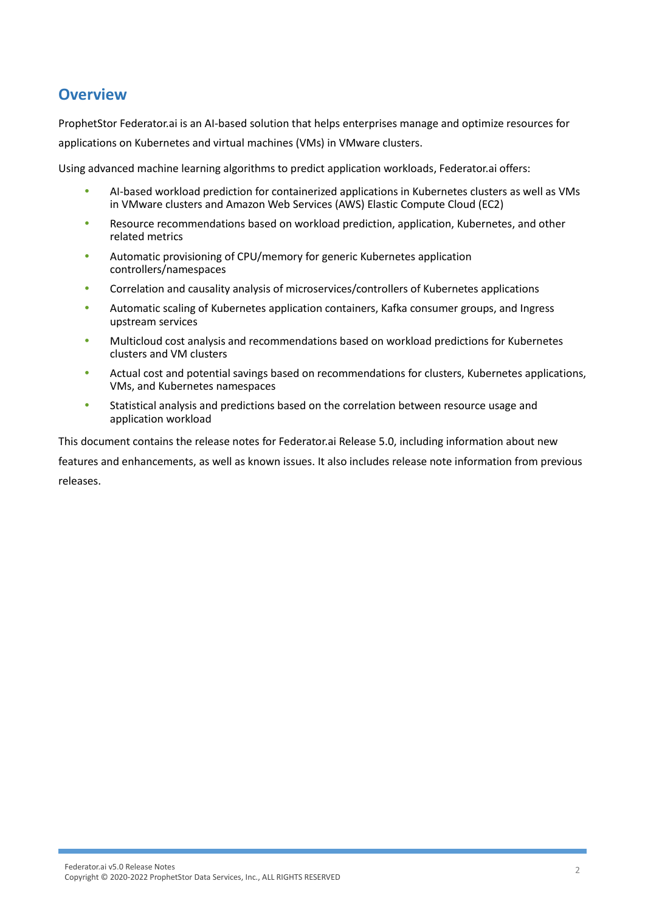## Overview

ProphetStor Federator.ai is an AI-based solution that helps enterprises manage and optimize resources for applications on Kubernetes and virtual machines (VMs) in VMware clusters.

Using advanced machine learning algorithms to predict application workloads, Federator.ai offers:

- AI-based workload prediction for containerized applications in Kubernetes clusters as well as VMs in VMware clusters and Amazon Web Services (AWS) Elastic Compute Cloud (EC2)
- Resource recommendations based on workload prediction, application, Kubernetes, and other related metrics
- Automatic provisioning of CPU/memory for generic Kubernetes application controllers/namespaces
- Correlation and causality analysis of microservices/controllers of Kubernetes applications
- Automatic scaling of Kubernetes application containers, Kafka consumer groups, and Ingress upstream services
- Multicloud cost analysis and recommendations based on workload predictions for Kubernetes clusters and VM clusters
- Actual cost and potential savings based on recommendations for clusters, Kubernetes applications, VMs, and Kubernetes namespaces
- Statistical analysis and predictions based on the correlation between resource usage and application workload

This document contains the release notes for Federator.ai Release 5.0, including information about new features and enhancements, as well as known issues. It also includes release note information from previous releases.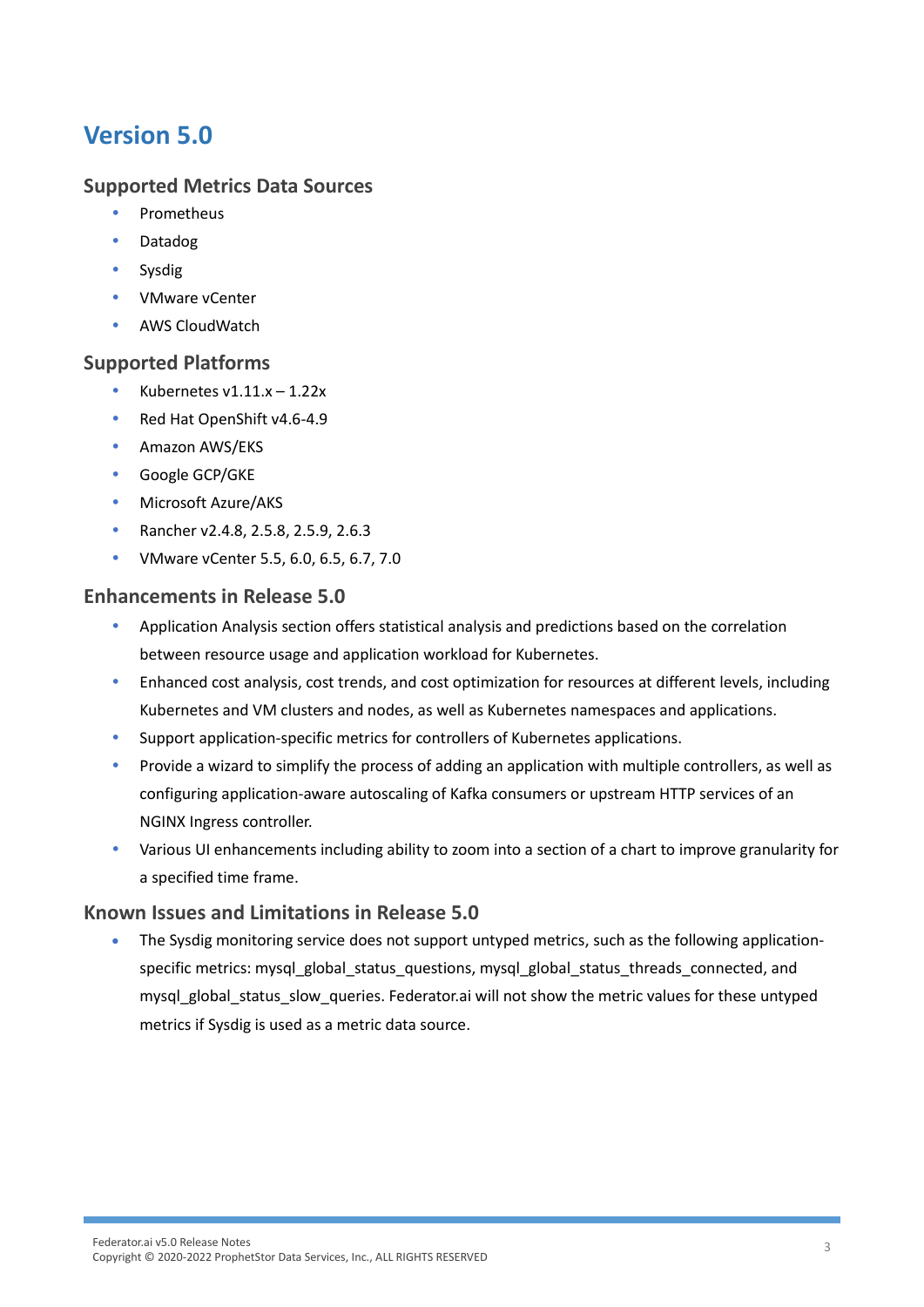# Version 5.0

## Supported Metrics Data Sources

- Prometheus
- Datadog
- Sysdig
- VMware vCenter
- AWS CloudWatch

## Supported Platforms

- Kubernetes v1.11.x – 1.22x
- Red Hat OpenShift v4.6-4.9
- Amazon AWS/EKS
- Google GCP/GKE
- Microsoft Azure/AKS
- Rancher v2.4.8, 2.5.8, 2.5.9, 2.6.3
- VMware vCenter 5.5, 6.0, 6.5, 6.7, 7.0

## Enhancements in Release 5.0

- Application Analysis section offers statistical analysis and predictions based on the correlation between resource usage and application workload for Kubernetes.
- Enhanced cost analysis, cost trends, and cost optimization for resources at different levels, including Kubernetes and VM clusters and nodes, as well as Kubernetes namespaces and applications.
- Support application-specific metrics for controllers of Kubernetes applications.
- Provide a wizard to simplify the process of adding an application with multiple controllers, as well as configuring application-aware autoscaling of Kafka consumers or upstream HTTP services of an NGINX Ingress controller.
- Various UI enhancements including ability to zoom into a section of a chart to improve granularity for a specified time frame.

## Known Issues and Limitations in Release 5.0

- The Sysdig monitoring service does not support untyped metrics, such as the following application-specific metrics: mysql_global_status_questions, mysql_global_status_threads_connected, and mysql_global_status_slow_queries. Federator.ai will not show the metric values for these untyped metrics if Sysdig is used as a metric data source.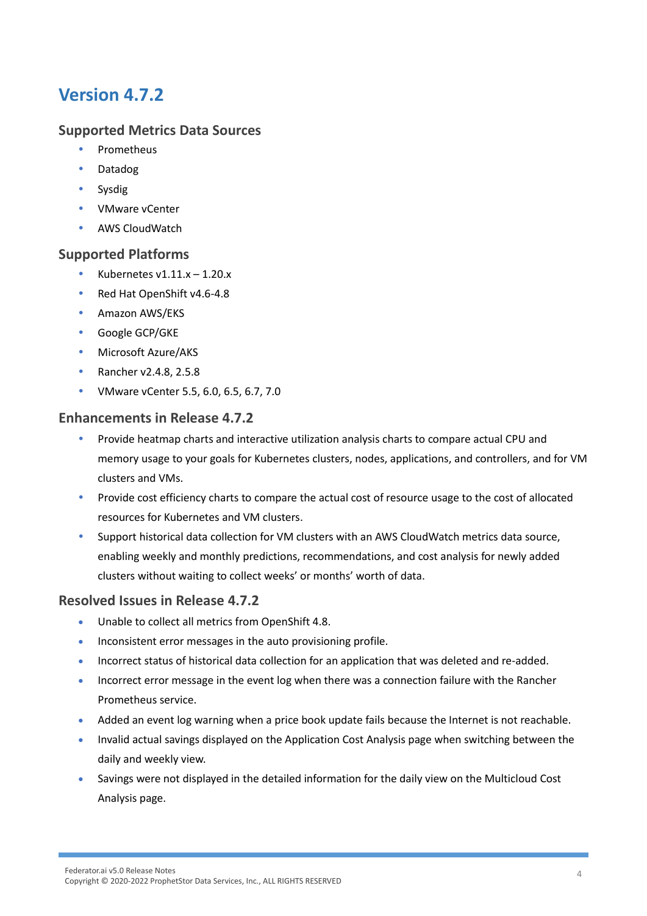# Version 4.7.2

## Supported Metrics Data Sources

- Prometheus
- Datadog
- Sysdig
- VMware vCenter
- AWS CloudWatch

## Supported Platforms

- Kubernetes v1.11.x – 1.20.x
- Red Hat OpenShift v4.6-4.8
- Amazon AWS/EKS
- Google GCP/GKE
- Microsoft Azure/AKS
- Rancher v2.4.8, 2.5.8
- VMware vCenter 5.5, 6.0, 6.5, 6.7, 7.0

## Enhancements in Release 4.7.2

- Provide heatmap charts and interactive utilization analysis charts to compare actual CPU and memory usage to your goals for Kubernetes clusters, nodes, applications, and controllers, and for VM clusters and VMs.
- Provide cost efficiency charts to compare the actual cost of resource usage to the cost of allocated resources for Kubernetes and VM clusters.
- Support historical data collection for VM clusters with an AWS CloudWatch metrics data source, enabling weekly and monthly predictions, recommendations, and cost analysis for newly added clusters without waiting to collect weeks' or months' worth of data.

## Resolved Issues in Release 4.7.2

- Unable to collect all metrics from OpenShift 4.8.
- Inconsistent error messages in the auto provisioning profile.
- Incorrect status of historical data collection for an application that was deleted and re-added.
- Incorrect error message in the event log when there was a connection failure with the Rancher Prometheus service.
- Added an event log warning when a price book update fails because the Internet is not reachable.
- Invalid actual savings displayed on the Application Cost Analysis page when switching between the daily and weekly view.
- Savings were not displayed in the detailed information for the daily view on the Multicloud Cost Analysis page.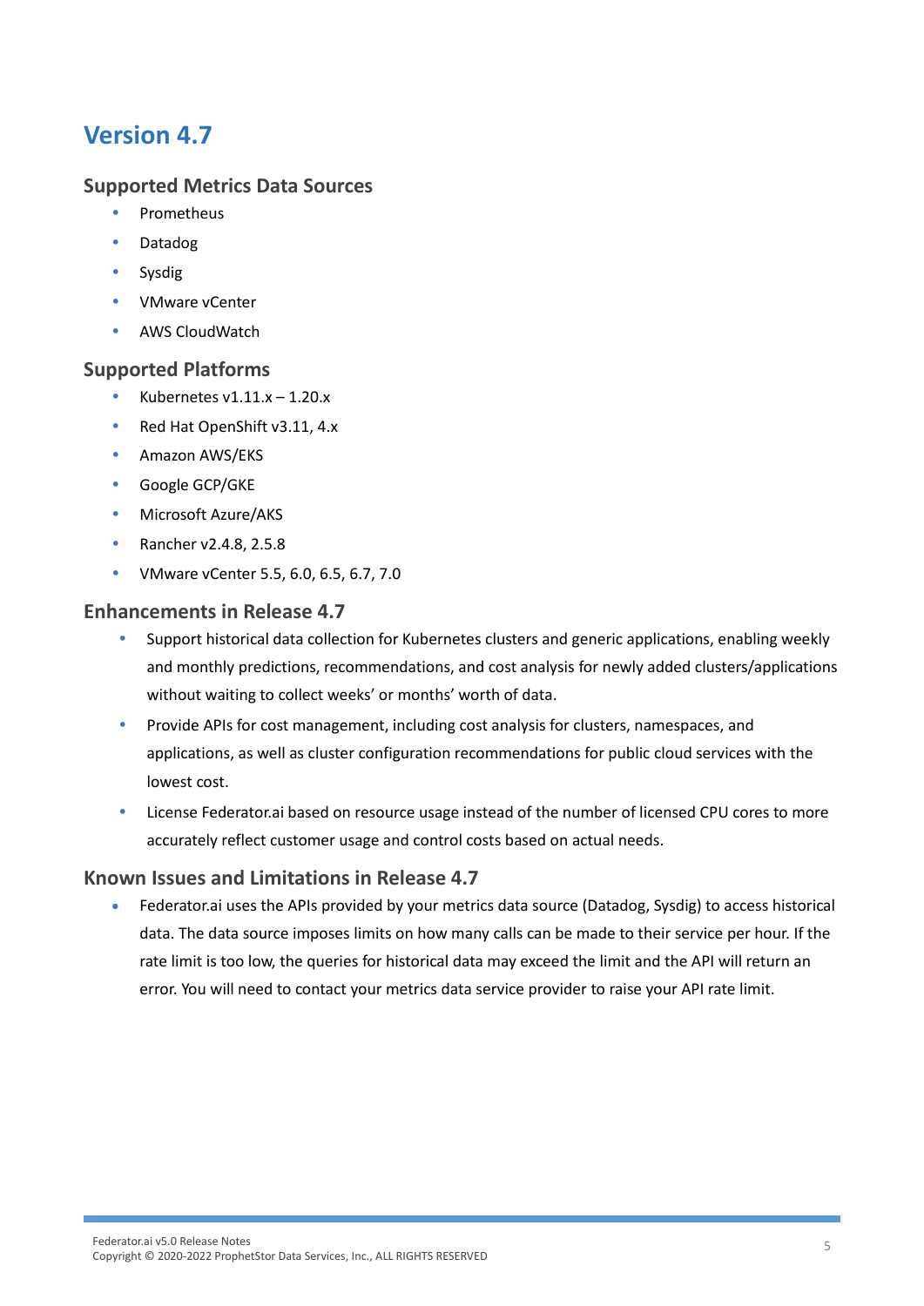# Version 4.7

## Supported Metrics Data Sources

- Prometheus
- Datadog
- Sysdig
- VMware vCenter
- AWS CloudWatch

## Supported Platforms

- Kubernetes v1.11.x – 1.20.x
- Red Hat OpenShift v3.11, 4.x
- Amazon AWS/EKS
- Google GCP/GKE
- Microsoft Azure/AKS
- Rancher v2.4.8, 2.5.8
- VMware vCenter 5.5, 6.0, 6.5, 6.7, 7.0

## Enhancements in Release 4.7

- Support historical data collection for Kubernetes clusters and generic applications, enabling weekly and monthly predictions, recommendations, and cost analysis for newly added clusters/applications without waiting to collect weeks' or months' worth of data.
- Provide APIs for cost management, including cost analysis for clusters, namespaces, and applications, as well as cluster configuration recommendations for public cloud services with the lowest cost.
- License Federator.ai based on resource usage instead of the number of licensed CPU cores to more accurately reflect customer usage and control costs based on actual needs.

## Known Issues and Limitations in Release 4.7

- Federator.ai uses the APIs provided by your metrics data source (Datadog, Sysdig) to access historical data. The data source imposes limits on how many calls can be made to their service per hour. If the rate limit is too low, the queries for historical data may exceed the limit and the API will return an error. You will need to contact your metrics data service provider to raise your API rate limit.